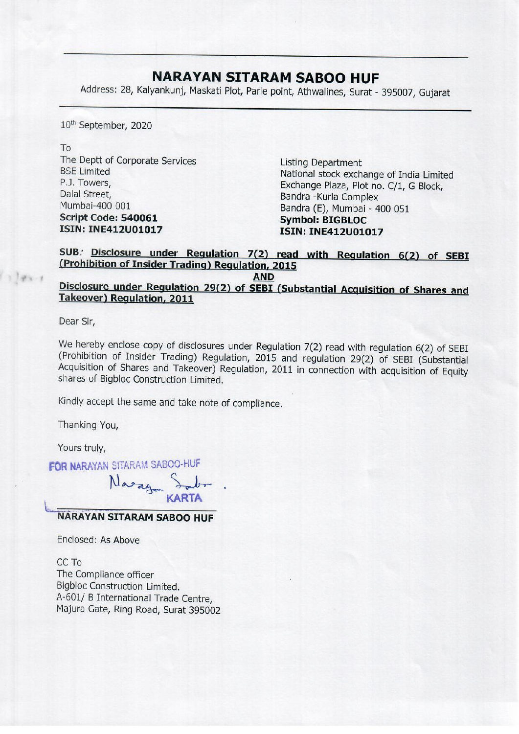# NARAYAN SITARAM SABOO HUF

Address: 28, Kalyankunj, Maskati Plot, Parle point, Athwalines, Surat - 395007, Gujarat

10th September, 2020

To

The Deptt of Corporate Services
BSE Limited
P.J. Towers,
Dalal Street,
Mumbai-400 001
**Script Code: 540061**
**ISIN: INE412U01017**

Listing Department
National stock exchange of India Limited
Exchange Plaza, Plot no. C/1, G Block,
Bandra -Kurla Complex
Bandra (E), Mumbai - 400 051
**Symbol: BIGBLOC**
**ISIN: INE412U01017**

**SUB: Disclosure under Regulation 7(2) read with Regulation 6(2) of SEBI (Prohibition of Insider Trading) Regulation, 2015**

**AND**

**Disclosure under Regulation 29(2) of SEBI (Substantial Acquisition of Shares and Takeover) Regulation, 2011**

Dear Sir,

We hereby enclose copy of disclosures under Regulation 7(2) read with regulation 6(2) of SEBI (Prohibition of Insider Trading) Regulation, 2015 and regulation 29(2) of SEBI (Substantial Acquisition of Shares and Takeover) Regulation, 2011 in connection with acquisition of Equity shares of Bigbloc Construction Limited.

Kindly accept the same and take note of compliance.

Thanking You,

Yours truly,

FOR NARAYAN SITARAM SABOO-HUF

KARTA

**NARAYAN SITARAM SABOO HUF**

Enclosed: As Above

CC To
The Compliance officer
Bigbloc Construction Limited.
A-601/ B International Trade Centre,
Majura Gate, Ring Road, Surat 395002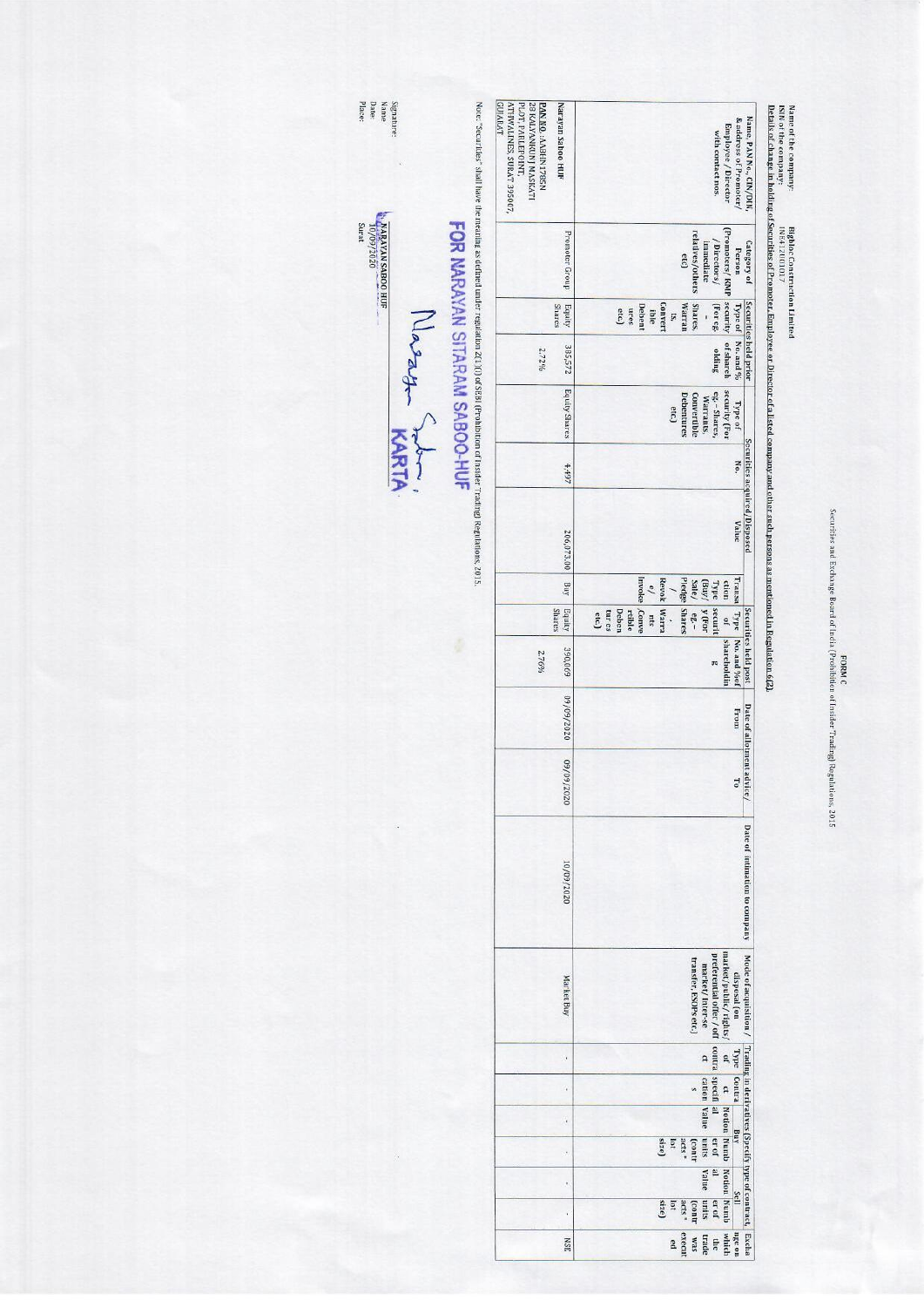**FORM C**

Securities and Exchange Board of India (Prohibition of Insider Trading) Regulations, 2015

Name of the company: Bigbloc Construction Limited

ISIN of the company: INE412U01017

Details of change in holding of Securities of Promoter, Employee or Director of a listed company and other such persons as mentioned in Regulation 6(2).

| Name, PAN No., CIN/DIN, & address of Promoter/ Employee / Director with contact nos. | Category of Person (Promoters/ KMP / Directors/ immediate relatives/ others etc) | Securities held prior | | Securities acquired/Disposed | | | | Securities held post | | Date of allotment advice/ | | Date of intimation to company | Mode of acquisition / disposal (on market/public/ rights/ preferential offer / off market/ inter-se transfer, ESOPs etc.) | Trading in derivatives (Specify type of contract, | | | | | | Exchange on which the trade was executed |
|---|---|---|---|---|---|---|---|---|---|---|---|---|---|---|---|---|---|---|---|---|
| | | Type of security (For eg. – Shares, Warrants, Convertible Debentures etc) | No. and % of shareholding | Type of security (For eg. – Shares, Warrants, Convertible Debentures etc) | No. | Value | Transaction Type (Buy/ Sale/ Pledge / Revoke/ Invoke) | Type of security (For eg. – Shares, Warrants, Convertible Debentures etc.) | No. and % of shareholding | From | To | | | Type of contract | Contract specifications | Buy | | Sell | | |
| | | | | | | | | | | | | | | | | Notional Value | Number of units (contracts * lot size) | Notional Value | Number of units (contracts * lot size) | |
| Narayan Saboo HUF<br>PAN NO. AABHN1785N<br>20 KALYANKUNJ MASKATI PLOT, PARLEPOINT, ATHWALINES, SURAT 395007, GUJARAT | Promoter Group | Equity Shares | 385,572<br>2.72% | Equity Shares | 4,497 | 206,073.00 | Buy | Equity Shares | 390,069<br>2.76% | 09/09/2020 | 09/09/2020 | 10/09/2020 | Market Buy | - | - | - | - | - | - | NSE |

Note: "Securities" shall have the meaning as defined under regulation 2(1)(i) of SEBI (Prohibition of Insider Trading) Regulations, 2015.

FOR NARAYAN SITARAM SABOO-HUF

KARTA

Signature:

Name: NARAYAN SABOO HUF

Date: 10/09/2020

Place: Surat